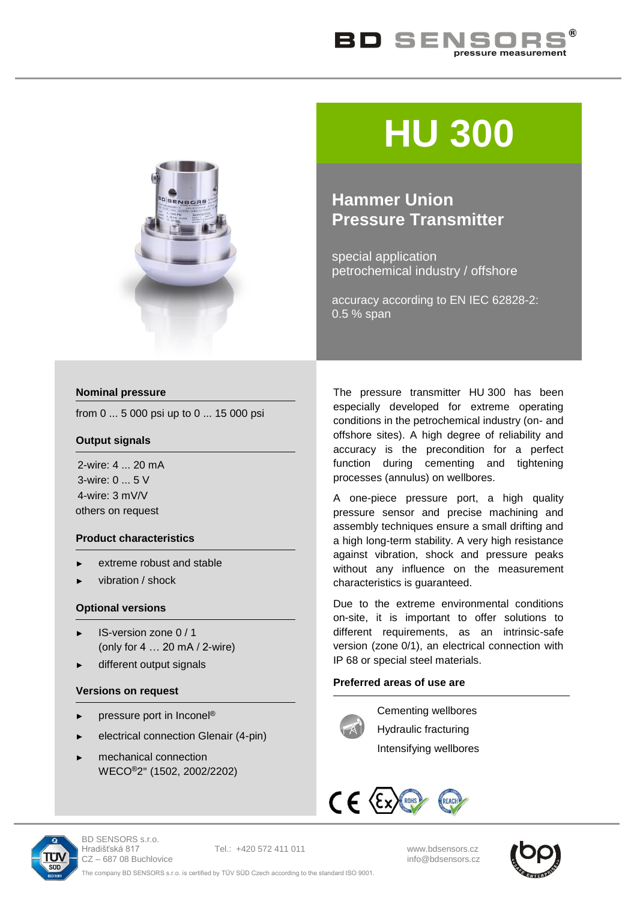# HU 300

## Hammer Union Pressure Transmitter

special application
petrochemical industry / offshore

accuracy according to EN IEC 62828-2:
0.5 % span

### Nominal pressure

from 0 ... 5 000 psi up to 0 ... 15 000 psi

### Output signals

2-wire: 4 ... 20 mA
3-wire: 0 ... 5 V
4-wire: 3 mV/V
others on request

### Product characteristics

- extreme robust and stable
- vibration / shock

### Optional versions

- IS-version zone 0 / 1 (only for 4 … 20 mA / 2-wire)
- different output signals

### Versions on request

- pressure port in Inconel®
- electrical connection Glenair (4-pin)
- mechanical connection WECO®2" (1502, 2002/2202)

The pressure transmitter HU 300 has been especially developed for extreme operating conditions in the petrochemical industry (on- and offshore sites). A high degree of reliability and accuracy is the precondition for a perfect function during cementing and tightening processes (annulus) on wellbores.

A one-piece pressure port, a high quality pressure sensor and precise machining and assembly techniques ensure a small drifting and a high long-term stability. A very high resistance against vibration, shock and pressure peaks without any influence on the measurement characteristics is guaranteed.

Due to the extreme environmental conditions on-site, it is important to offer solutions to different requirements, as an intrinsic-safe version (zone 0/1), an electrical connection with IP 68 or special steel materials.

### Preferred areas of use are

Cementing wellbores
Hydraulic fracturing
Intensifying wellbores

BD SENSORS s.r.o.
Hradišťská 817
CZ – 687 08 Buchlovice

Tel.: +420 572 411 011

www.bdsensors.cz
info@bdsensors.cz

The company BD SENSORS s.r.o. is certified by TÜV SÜD Czech according to the standard ISO 9001.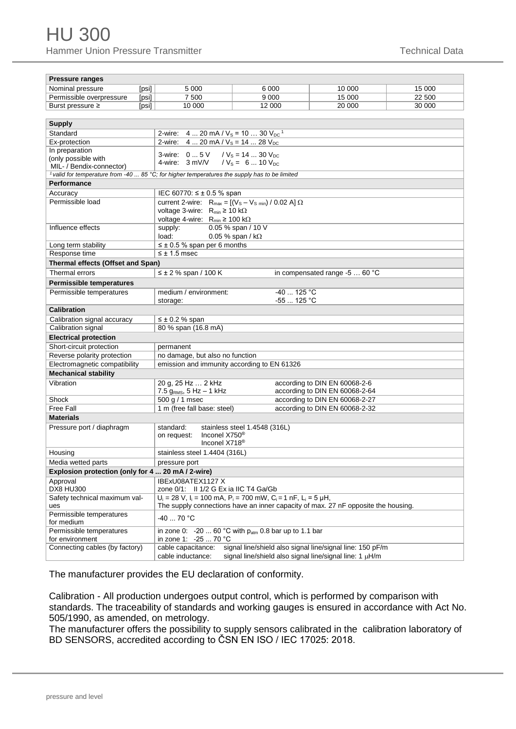# HU 300

Hammer Union Pressure Transmitter

Technical Data

| Pressure ranges | | | | |
|---|---|---|---|---|
| Nominal pressure [psi] | 5 000 | 6 000 | 10 000 | 15 000 |
| Permissible overpressure [psi] | 7 500 | 9 000 | 15 000 | 22 500 |
| Burst pressure ≥ [psi] | 10 000 | 12 000 | 20 000 | 30 000 |

| Supply | | |
|---|---|---|
| Standard | 2-wire: 4 ... 20 mA / $V_S$ = 10 … 30 $V_{DC}$ [1] | |
| Ex-protection | 2-wire: 4 ... 20 mA / $V_S$ = 14 ... 28 $V_{DC}$ | |
| In preparation (only possible with MIL- / Bendix-connector) | 3-wire: 0 ... 5 V / $V_S$ = 14 ... 30 $V_{DC}$<br>4-wire: 3 mV/V / $V_S$ = 6 ... 10 $V_{DC}$ | |
| *[1] valid for temperature from -40 ... 85 °C; for higher temperatures the supply has to be limited* | | |
| **Performance** | | |
| Accuracy | IEC 60770: ≤ ± 0.5 % span | |
| Permissible load | current 2-wire: $R_{max} = [(V_S - V_{S\,min}) / 0.02\text{ A}]\ \Omega$<br>voltage 3-wire: $R_{min} \geq 10\text{ k}\Omega$<br>voltage 4-wire: $R_{min} \geq 100\text{ k}\Omega$ | |
| Influence effects | supply: 0.05 % span / 10 V<br>load: 0.05 % span / kΩ | |
| Long term stability | ≤ ± 0.5 % span per 6 months | |
| Response time | ≤ ± 1.5 msec | |
| **Thermal effects (Offset and Span)** | | |
| Thermal errors | ≤ ± 2 % span / 100 K | in compensated range -5 … 60 °C |
| **Permissible temperatures** | | |
| Permissible temperatures | medium / environment:<br>storage: | -40 ... 125 °C<br>-55 ... 125 °C |
| **Calibration** | | |
| Calibration signal accuracy | ≤ ± 0.2 % span | |
| Calibration signal | 80 % span (16.8 mA) | |
| **Electrical protection** | | |
| Short-circuit protection | permanent | |
| Reverse polarity protection | no damage, but also no function | |
| Electromagnetic compatibility | emission and immunity according to EN 61326 | |
| **Mechanical stability** | | |
| Vibration | 20 g, 25 Hz … 2 kHz<br>7.5 $g_{RMS}$, 5 Hz – 1 kHz | according to DIN EN 60068-2-6<br>according to DIN EN 60068-2-64 |
| Shock | 500 g / 1 msec | according to DIN EN 60068-2-27 |
| Free Fall | 1 m (free fall base: steel) | according to DIN EN 60068-2-32 |
| **Materials** | | |
| Pressure port / diaphragm | standard: stainless steel 1.4548 (316L)<br>on request: Inconel X750®<br>Inconel X718® | |
| Housing | stainless steel 1.4404 (316L) | |
| Media wetted parts | pressure port | |
| **Explosion protection (only for 4 ... 20 mA / 2-wire)** | | |
| Approval DX8 HU300 | IBExU08ATEX1127 X<br>zone 0/1: II 1/2 G Ex ia IIC T4 Ga/Gb | |
| Safety technical maximum values | $U_i$ = 28 V, $I_i$ = 100 mA, $P_i$ = 700 mW, $C_i$ = 1 nF, $L_i$ = 5 µH,<br>The supply connections have an inner capacity of max. 27 nF opposite the housing. | |
| Permissible temperatures for medium | -40 ... 70 °C | |
| Permissible temperatures for environment | in zone 0: -20 ... 60 °C with $p_{atm}$ 0.8 bar up to 1.1 bar<br>in zone 1: -25 ... 70 °C | |
| Connecting cables (by factory) | cable capacitance: signal line/shield also signal line/signal line: 150 pF/m<br>cable inductance: signal line/shield also signal line/signal line: 1 µH/m | |

The manufacturer provides the EU declaration of conformity.

Calibration - All production undergoes output control, which is performed by comparison with standards. The traceability of standards and working gauges is ensured in accordance with Act No. 505/1990, as amended, on metrology.
The manufacturer offers the possibility to supply sensors calibrated in the calibration laboratory of BD SENSORS, accredited according to ČSN EN ISO / IEC 17025: 2018.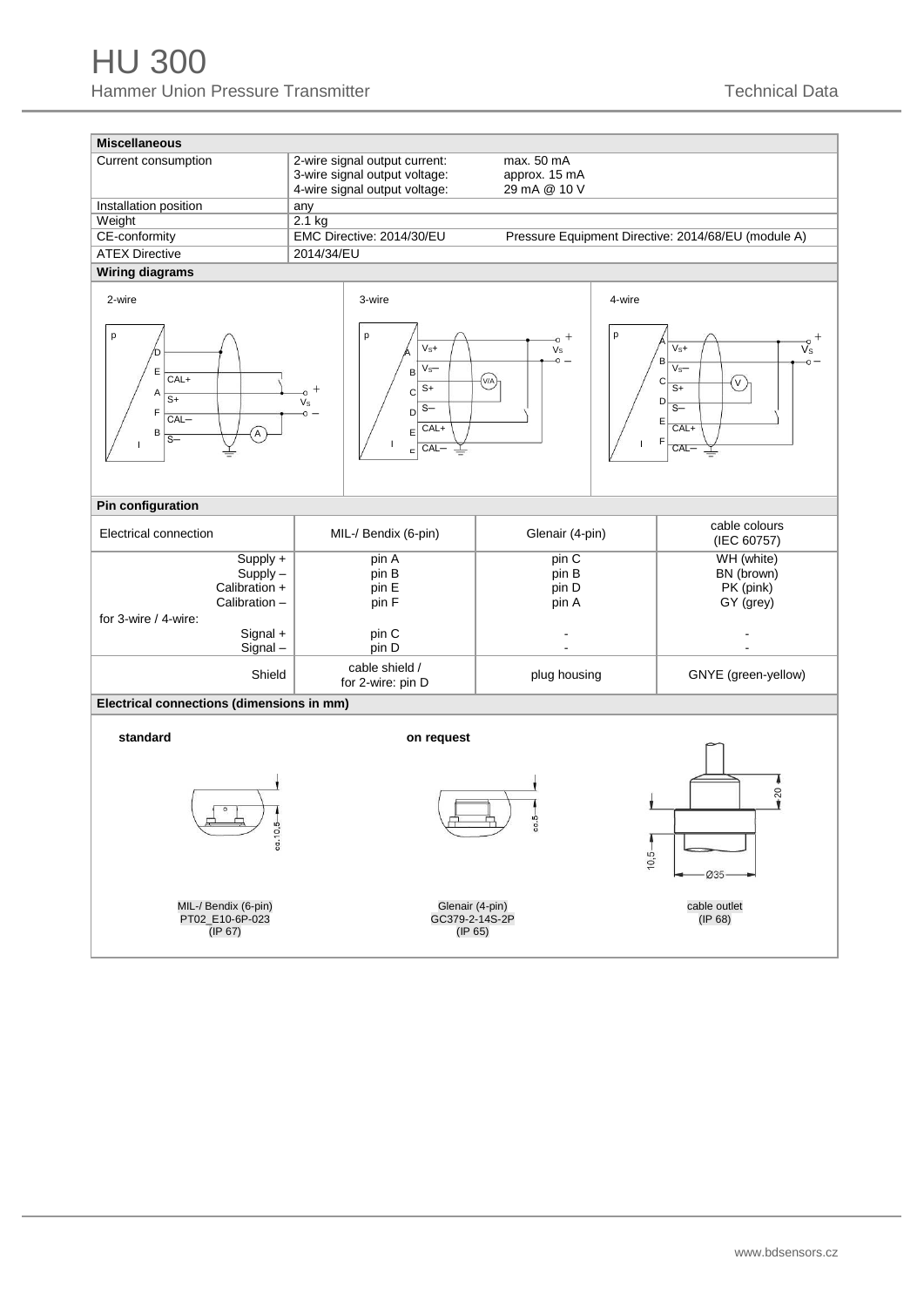# HU 300

Hammer Union Pressure Transmitter

Technical Data

| **Miscellaneous** | | |
|---|---|---|
| Current consumption | 2-wire signal output current:<br>3-wire signal output voltage:<br>4-wire signal output voltage: | max. 50 mA<br>approx. 15 mA<br>29 mA @ 10 V |
| Installation position | any | |
| Weight | 2.1 kg | |
| CE-conformity | EMC Directive: 2014/30/EU | Pressure Equipment Directive: 2014/68/EU (module A) |
| ATEX Directive | 2014/34/EU | |

**Wiring diagrams**

2-wire

3-wire

4-wire

**Pin configuration**

| Electrical connection | MIL-/ Bendix (6-pin) | Glenair (4-pin) | cable colours (IEC 60757) |
|---|---|---|---|
| Supply + | pin A | pin C | WH (white) |
| Supply – | pin B | pin B | BN (brown) |
| Calibration + | pin E | pin D | PK (pink) |
| Calibration – | pin F | pin A | GY (grey) |
| for 3-wire / 4-wire: | | | |
| Signal + | pin C | - | - |
| Signal – | pin D | - | - |
| Shield | cable shield / for 2-wire: pin D | plug housing | GNYE (green-yellow) |

**Electrical connections (dimensions in mm)**

standard

MIL-/ Bendix (6-pin)
PT02_E10-6P-023
(IP 67)

on request

Glenair (4-pin)
GC379-2-14S-2P
(IP 65)

cable outlet
(IP 68)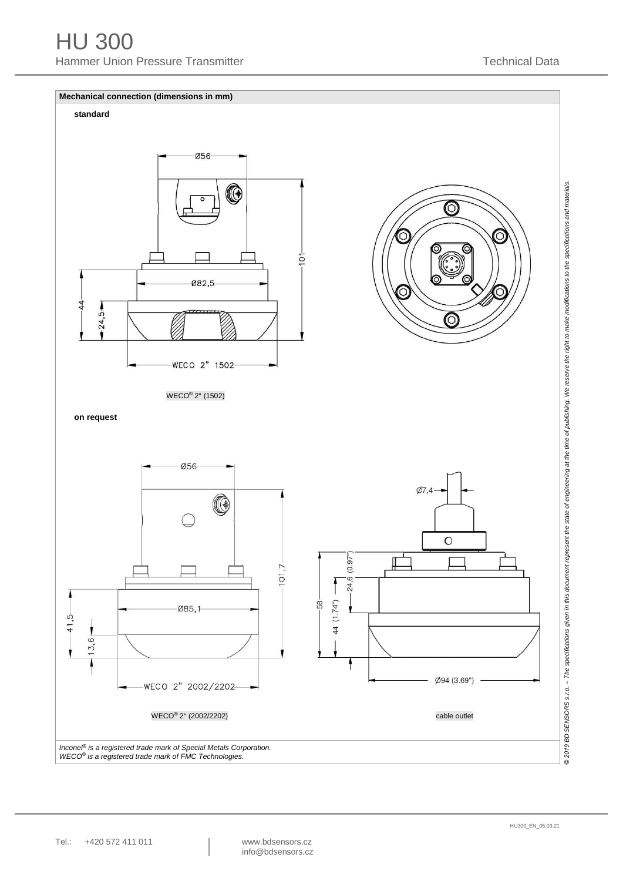# HU 300

Hammer Union Pressure Transmitter

Technical Data

**Mechanical connection (dimensions in mm)**

**standard**

WECO® 2" (1502)

**on request**

WECO® 2" (2002/2202)

cable outlet

*Inconel® is a registered trade mark of Special Metals Corporation.*
*WECO® is a registered trade mark of FMC Technologies.*

*© 2019 BD SENSORS s.r.o. – The specifications given in this document represent the state of engineering at the time of publishing. We reserve the right to make modifications to the specifications and materials.*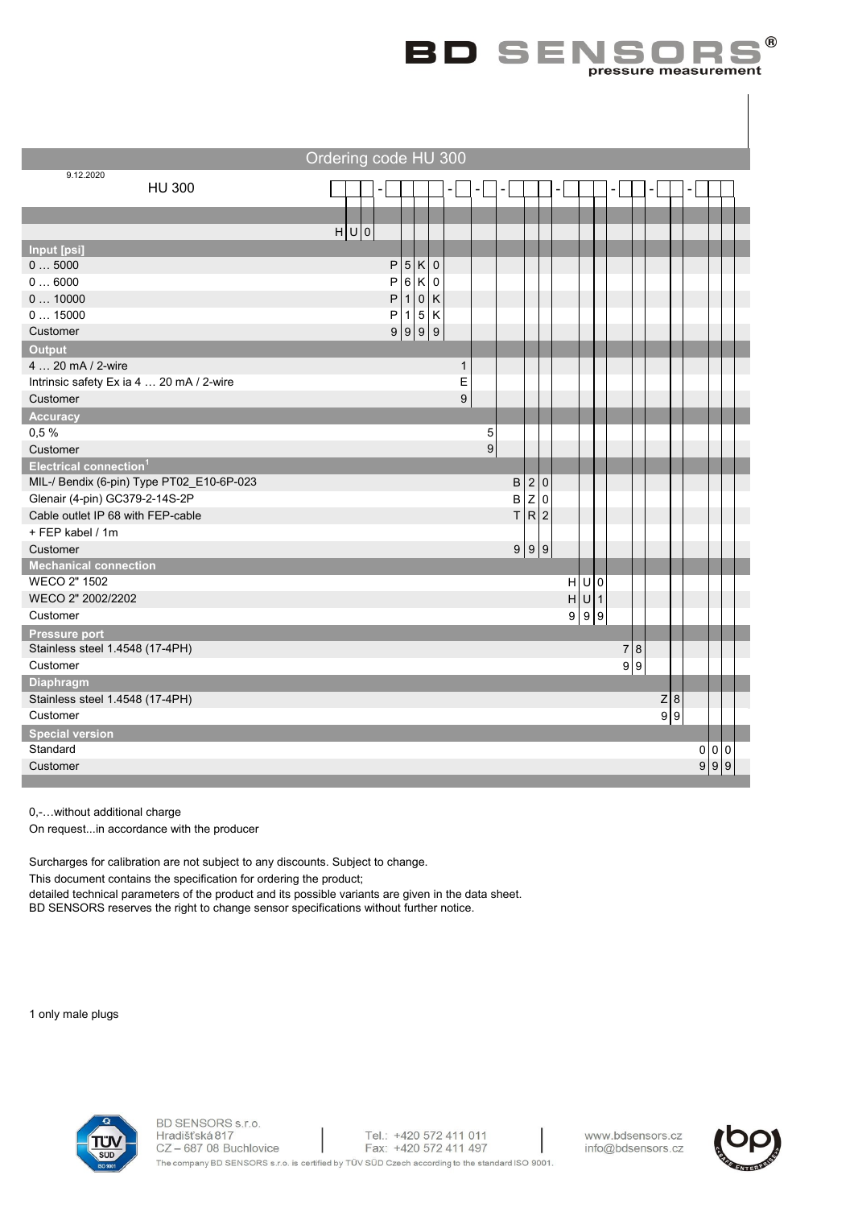## Ordering code HU 300

9.12.2020

| HU 300 | Code |
|---|---|
| | H U 0 |
| **Input [psi]** | |
| 0 … 5000 | P 5 K 0 |
| 0 … 6000 | P 6 K 0 |
| 0 … 10000 | P 1 0 K |
| 0 … 15000 | P 1 5 K |
| Customer | 9 9 9 9 |
| **Output** | |
| 4 … 20 mA / 2-wire | 1 |
| Intrinsic safety Ex ia 4 … 20 mA / 2-wire | E |
| Customer | 9 |
| **Accuracy** | |
| 0,5 % | 5 |
| Customer | 9 |
| **Electrical connection[1]** | |
| MIL-/ Bendix (6-pin) Type PT02_E10-6P-023 | B 2 0 |
| Glenair (4-pin) GC379-2-14S-2P | B Z 0 |
| Cable outlet IP 68 with FEP-cable | T R 2 |
| + FEP kabel / 1m | |
| Customer | 9 9 9 |
| **Mechanical connection** | |
| WECO 2" 1502 | H U 0 |
| WECO 2" 2002/2202 | H U 1 |
| Customer | 9 9 9 |
| **Pressure port** | |
| Stainless steel 1.4548 (17-4PH) | 7 8 |
| Customer | 9 9 |
| **Diaphragm** | |
| Stainless steel 1.4548 (17-4PH) | Z 8 |
| Customer | 9 9 |
| **Special version** | |
| Standard | 0 0 0 |
| Customer | 9 9 9 |

0,-…without additional charge
On request...in accordance with the producer

Surcharges for calibration are not subject to any discounts. Subject to change.
This document contains the specification for ordering the product;
detailed technical parameters of the product and its possible variants are given in the data sheet.
BD SENSORS reserves the right to change sensor specifications without further notice.

1 only male plugs